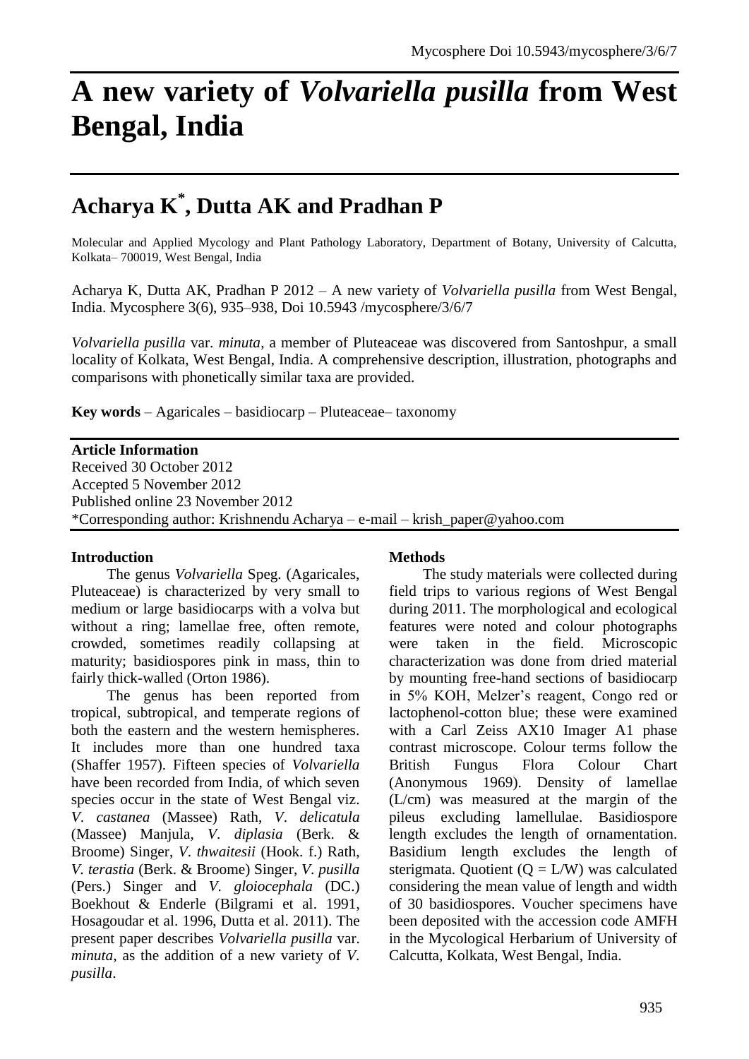# A new variety of *Volvariella pusilla* from West Bengal, India

## Acharya K*, Dutta AK and Pradhan P

Molecular and Applied Mycology and Plant Pathology Laboratory, Department of Botany, University of Calcutta, Kolkata– 700019, West Bengal, India

Acharya K, Dutta AK, Pradhan P 2012 – A new variety of *Volvariella pusilla* from West Bengal, India. Mycosphere 3(6), 935–938, Doi 10.5943 /mycosphere/3/6/7

*Volvariella pusilla* var. *minuta*, a member of Pluteaceae was discovered from Santoshpur, a small locality of Kolkata, West Bengal, India. A comprehensive description, illustration, photographs and comparisons with phonetically similar taxa are provided.

**Key words** – Agaricales – basidiocarp – Pluteaceae– taxonomy

**Article Information**
Received 30 October 2012
Accepted 5 November 2012
Published online 23 November 2012
*Corresponding author: Krishnendu Acharya – e-mail – krish_paper@yahoo.com

### Introduction

The genus *Volvariella* Speg. (Agaricales, Pluteaceae) is characterized by very small to medium or large basidiocarps with a volva but without a ring; lamellae free, often remote, crowded, sometimes readily collapsing at maturity; basidiospores pink in mass, thin to fairly thick-walled (Orton 1986).

The genus has been reported from tropical, subtropical, and temperate regions of both the eastern and the western hemispheres. It includes more than one hundred taxa (Shaffer 1957). Fifteen species of *Volvariella* have been recorded from India, of which seven species occur in the state of West Bengal viz. *V. castanea* (Massee) Rath, *V. delicatula* (Massee) Manjula, *V. diplasia* (Berk. & Broome) Singer, *V. thwaitesii* (Hook. f.) Rath, *V. terastia* (Berk. & Broome) Singer, *V. pusilla* (Pers.) Singer and *V. gloiocephala* (DC.) Boekhout & Enderle (Bilgrami et al. 1991, Hosagoudar et al. 1996, Dutta et al. 2011). The present paper describes *Volvariella pusilla* var. *minuta*, as the addition of a new variety of *V. pusilla*.

### Methods

The study materials were collected during field trips to various regions of West Bengal during 2011. The morphological and ecological features were noted and colour photographs were taken in the field. Microscopic characterization was done from dried material by mounting free-hand sections of basidiocarp in 5% KOH, Melzer's reagent, Congo red or lactophenol-cotton blue; these were examined with a Carl Zeiss AX10 Imager A1 phase contrast microscope. Colour terms follow the British Fungus Flora Colour Chart (Anonymous 1969). Density of lamellae (L/cm) was measured at the margin of the pileus excluding lamellulae. Basidiospore length excludes the length of ornamentation. Basidium length excludes the length of sterigmata. Quotient ($Q = L/W$) was calculated considering the mean value of length and width of 30 basidiospores. Voucher specimens have been deposited with the accession code AMFH in the Mycological Herbarium of University of Calcutta, Kolkata, West Bengal, India.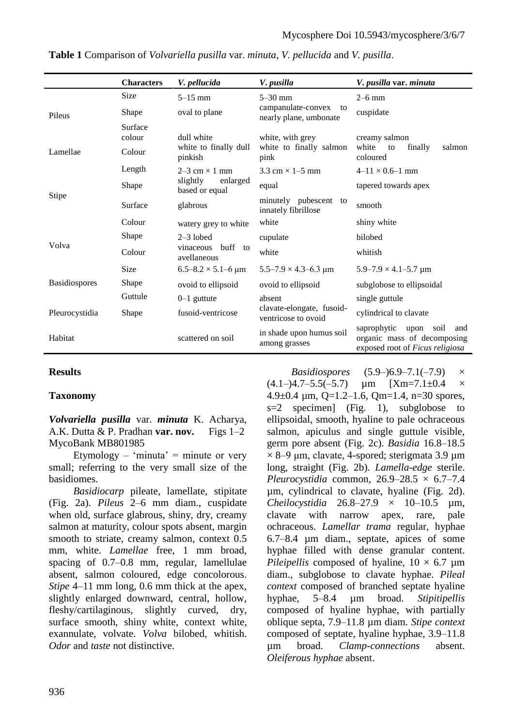**Table 1** Comparison of *Volvariella pusilla* var. *minuta*, *V. pellucida* and *V. pusilla*.

| | Characters | *V. pellucida* | *V. pusilla* | *V. pusilla* var. *minuta* |
|---|---|---|---|---|
| Pileus | Size | 5–15 mm | 5–30 mm | 2–6 mm |
| | Shape | oval to plane | campanulate-convex to nearly plane, umbonate | cuspidate |
| | Surface colour | dull white | white, with grey | creamy salmon |
| Lamellae | Colour | white to finally dull pinkish | white to finally salmon pink | white to finally salmon coloured |
| Stipe | Length | 2–3 cm × 1 mm | 3.3 cm × 1–5 mm | 4–11 × 0.6–1 mm |
| | Shape | slightly enlarged based or equal | equal | tapered towards apex |
| | Surface | glabrous | minutely pubescent to innately fibrillose | smooth |
| | Colour | watery grey to white | white | shiny white |
| Volva | Shape | 2–3 lobed | cupulate | bilobed |
| | Colour | vinaceous buff to avellaneous | white | whitish |
| Basidiospores | Size | 6.5–8.2 × 5.1–6 μm | 5.5–7.9 × 4.3–6.3 μm | 5.9–7.9 × 4.1–5.7 μm |
| | Shape | ovoid to ellipsoid | ovoid to ellipsoid | subglobose to ellipsoidal |
| | Guttule | 0–1 guttute | absent | single guttule |
| Pleurocystidia | Shape | fusoid-ventricose | clavate-elongate, fusoid-ventricose to ovoid | cylindrical to clavate |
| Habitat | | scattered on soil | in shade upon humus soil among grasses | saprophytic upon soil and organic mass of decomposing exposed root of *Ficus religiosa* |

## Results

### Taxonomy

***Volvariella pusilla*** var. ***minuta*** K. Acharya, A.K. Dutta & P. Pradhan **var. nov.** Figs 1–2
MycoBank MB801985

Etymology – 'minuta' = minute or very small; referring to the very small size of the basidiomes.

*Basidiocarp* pileate, lamellate, stipitate (Fig. 2a). *Pileus* 2–6 mm diam., cuspidate when old, surface glabrous, shiny, dry, creamy salmon at maturity, colour spots absent, margin smooth to striate, creamy salmon, context 0.5 mm, white. *Lamellae* free, 1 mm broad, spacing of 0.7–0.8 mm, regular, lamellulae absent, salmon coloured, edge concolorous. *Stipe* 4–11 mm long, 0.6 mm thick at the apex, slightly enlarged downward, central, hollow, fleshy/cartilaginous, slightly curved, dry, surface smooth, shiny white, context white, exannulate, volvate. *Volva* bilobed, whitish. *Odor* and *taste* not distinctive.

*Basidiospores* (5.9–)6.9–7.1(–7.9) × (4.1–)4.7–5.5(–5.7) μm [Xm=7.1±0.4 × 4.9±0.4 μm, Q=1.2–1.6, Qm=1.4, n=30 spores, s=2 specimen] (Fig. 1), subglobose to ellipsoidal, smooth, hyaline to pale ochraceous salmon, apiculus and single guttule visible, germ pore absent (Fig. 2c). *Basidia* 16.8–18.5 × 8–9 μm, clavate, 4-spored; sterigmata 3.9 μm long, straight (Fig. 2b). *Lamella-edge* sterile. *Pleurocystidia* common, 26.9–28.5 × 6.7–7.4 μm, cylindrical to clavate, hyaline (Fig. 2d). *Cheilocystidia* 26.8–27.9 × 10–10.5 μm, clavate with narrow apex, rare, pale ochraceous. *Lamellar trama* regular, hyphae 6.7–8.4 μm diam., septate, apices of some hyphae filled with dense granular content. *Pileipellis* composed of hyaline, 10 × 6.7 μm diam., subglobose to clavate hyphae. *Pileal context* composed of branched septate hyaline hyphae, 5–8.4 μm broad. *Stipitipellis* composed of hyaline hyphae, with partially oblique septa, 7.9–11.8 μm diam. *Stipe context* composed of septate, hyaline hyphae, 3.9–11.8 μm broad. *Clamp-connections* absent. *Oleiferous hyphae* absent.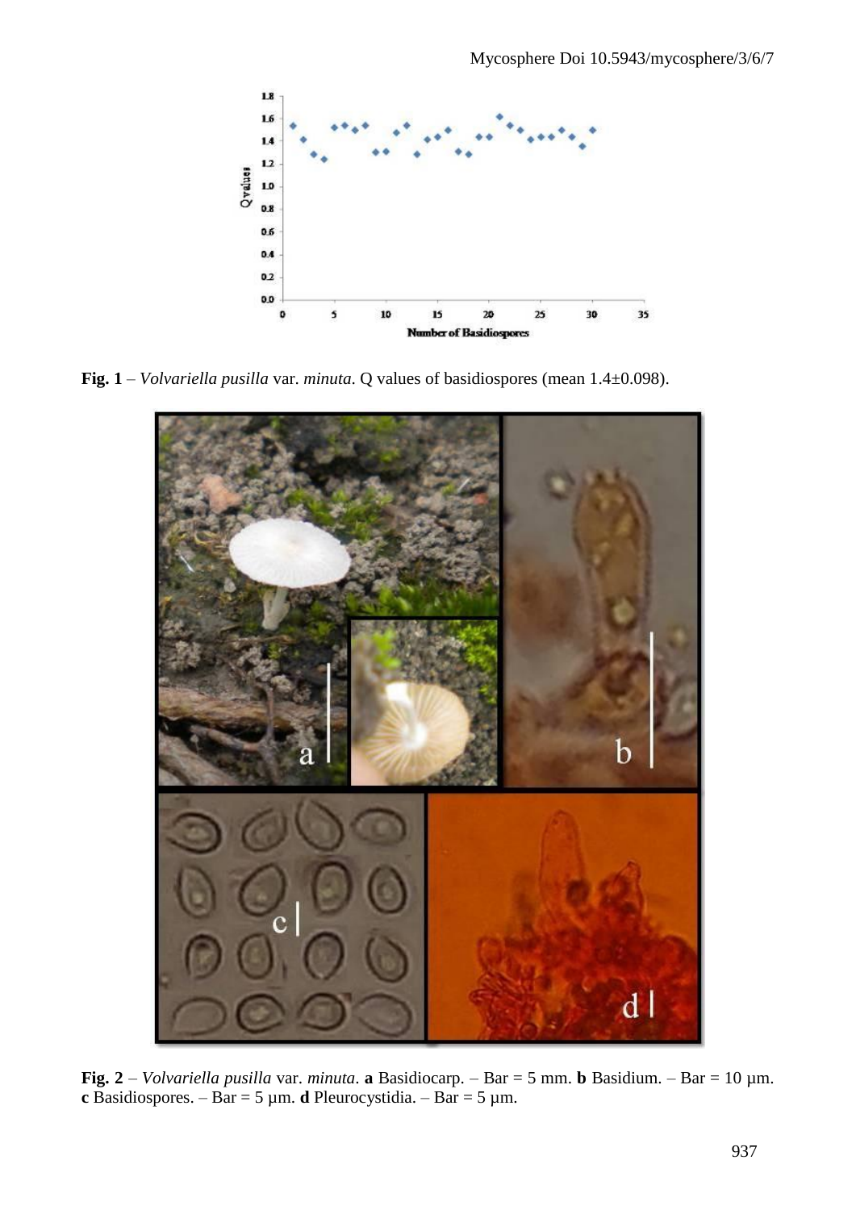**Fig. 1** – *Volvariella pusilla* var. *minuta*. Q values of basidiospores (mean 1.4±0.098).

**Fig. 2** – *Volvariella pusilla* var. *minuta*. **a** Basidiocarp. – Bar = 5 mm. **b** Basidium. – Bar = 10 µm. **c** Basidiospores. – Bar = 5 µm. **d** Pleurocystidia. – Bar = 5 µm.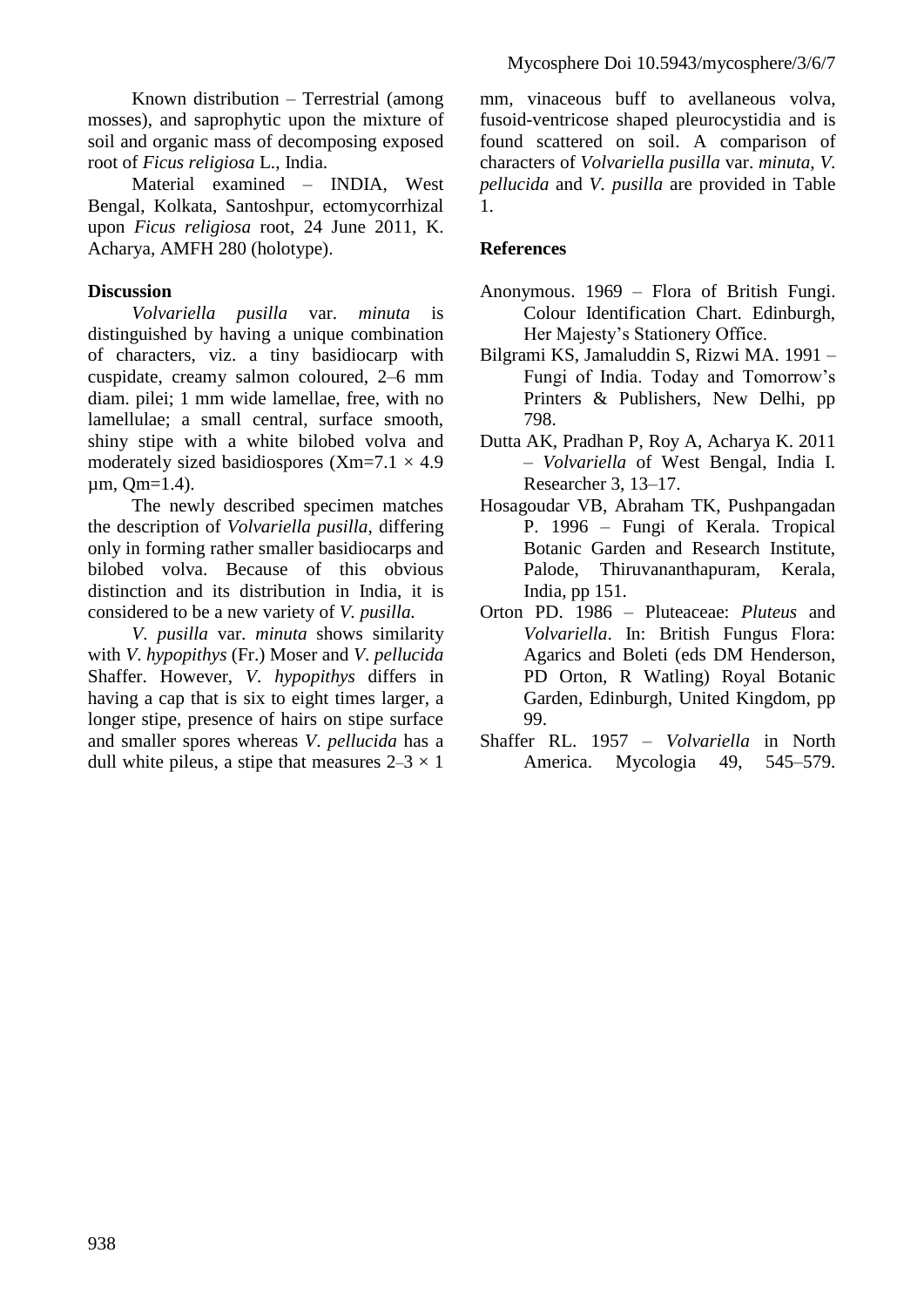Known distribution – Terrestrial (among mosses), and saprophytic upon the mixture of soil and organic mass of decomposing exposed root of *Ficus religiosa* L., India.

Material examined – INDIA, West Bengal, Kolkata, Santoshpur, ectomycorrhizal upon *Ficus religiosa* root, 24 June 2011, K. Acharya, AMFH 280 (holotype).

## Discussion

*Volvariella pusilla* var. *minuta* is distinguished by having a unique combination of characters, viz. a tiny basidiocarp with cuspidate, creamy salmon coloured, 2–6 mm diam. pilei; 1 mm wide lamellae, free, with no lamellulae; a small central, surface smooth, shiny stipe with a white bilobed volva and moderately sized basidiospores (Xm=7.1 × 4.9 µm, Qm=1.4).

The newly described specimen matches the description of *Volvariella pusilla*, differing only in forming rather smaller basidiocarps and bilobed volva. Because of this obvious distinction and its distribution in India, it is considered to be a new variety of *V. pusilla.*

*V. pusilla* var. *minuta* shows similarity with *V. hypopithys* (Fr.) Moser and *V. pellucida* Shaffer. However, *V. hypopithys* differs in having a cap that is six to eight times larger, a longer stipe, presence of hairs on stipe surface and smaller spores whereas *V. pellucida* has a dull white pileus, a stipe that measures 2–3 × 1 mm, vinaceous buff to avellaneous volva, fusoid-ventricose shaped pleurocystidia and is found scattered on soil. A comparison of characters of *Volvariella pusilla* var. *minuta*, *V. pellucida* and *V. pusilla* are provided in Table 1.

## References

Anonymous. 1969 – Flora of British Fungi. Colour Identification Chart. Edinburgh, Her Majesty's Stationery Office.

Bilgrami KS, Jamaluddin S, Rizwi MA. 1991 – Fungi of India. Today and Tomorrow's Printers & Publishers, New Delhi, pp 798.

Dutta AK, Pradhan P, Roy A, Acharya K. 2011 – *Volvariella* of West Bengal, India I. Researcher 3, 13–17.

Hosagoudar VB, Abraham TK, Pushpangadan P. 1996 – Fungi of Kerala. Tropical Botanic Garden and Research Institute, Palode, Thiruvananthapuram, Kerala, India, pp 151.

Orton PD. 1986 – Pluteaceae: *Pluteus* and *Volvariella*. In: British Fungus Flora: Agarics and Boleti (eds DM Henderson, PD Orton, R Watling) Royal Botanic Garden, Edinburgh, United Kingdom, pp 99.

Shaffer RL. 1957 – *Volvariella* in North America. Mycologia 49, 545–579.